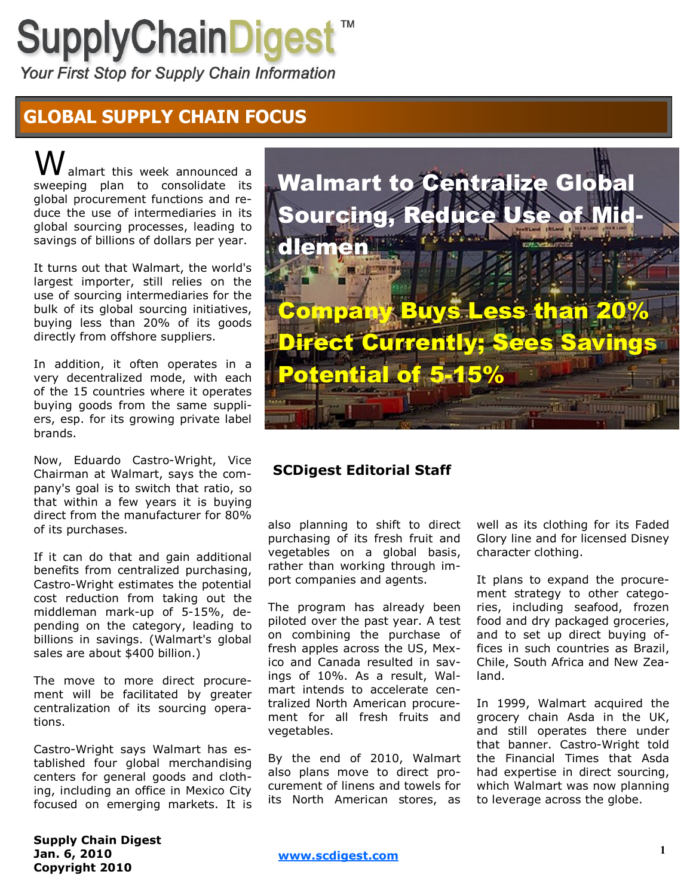# SupplyChainDigest™

*Your First Stop for Supply Chain Information*

## GLOBAL SUPPLY CHAIN FOCUS

# Walmart to Centralize Global Sourcing, Reduce Use of Middlemen

## Company Buys Less than 20% Direct Currently; Sees Savings Potential of 5-15%

**SCDigest Editorial Staff**

Walmart this week announced a sweeping plan to consolidate its global procurement functions and reduce the use of intermediaries in its global sourcing processes, leading to savings of billions of dollars per year.

It turns out that Walmart, the world's largest importer, still relies on the use of sourcing intermediaries for the bulk of its global sourcing initiatives, buying less than 20% of its goods directly from offshore suppliers.

In addition, it often operates in a very decentralized mode, with each of the 15 countries where it operates buying goods from the same suppliers, esp. for its growing private label brands.

Now, Eduardo Castro-Wright, Vice Chairman at Walmart, says the company's goal is to switch that ratio, so that within a few years it is buying direct from the manufacturer for 80% of its purchases.

If it can do that and gain additional benefits from centralized purchasing, Castro-Wright estimates the potential cost reduction from taking out the middleman mark-up of 5-15%, depending on the category, leading to billions in savings. (Walmart's global sales are about $400 billion.)

The move to more direct procurement will be facilitated by greater centralization of its sourcing operations.

Castro-Wright says Walmart has established four global merchandising centers for general goods and clothing, including an office in Mexico City focused on emerging markets. It is also planning to shift to direct purchasing of its fresh fruit and vegetables on a global basis, rather than working through import companies and agents.

The program has already been piloted over the past year. A test on combining the purchase of fresh apples across the US, Mexico and Canada resulted in savings of 10%. As a result, Walmart intends to accelerate centralized North American procurement for all fresh fruits and vegetables.

By the end of 2010, Walmart also plans move to direct procurement of linens and towels for its North American stores, as well as its clothing for its Faded Glory line and for licensed Disney character clothing.

It plans to expand the procurement strategy to other categories, including seafood, frozen food and dry packaged groceries, and to set up direct buying offices in such countries as Brazil, Chile, South Africa and New Zealand.

In 1999, Walmart acquired the grocery chain Asda in the UK, and still operates there under that banner. Castro-Wright told the Financial Times that Asda had expertise in direct sourcing, which Walmart was now planning to leverage across the globe.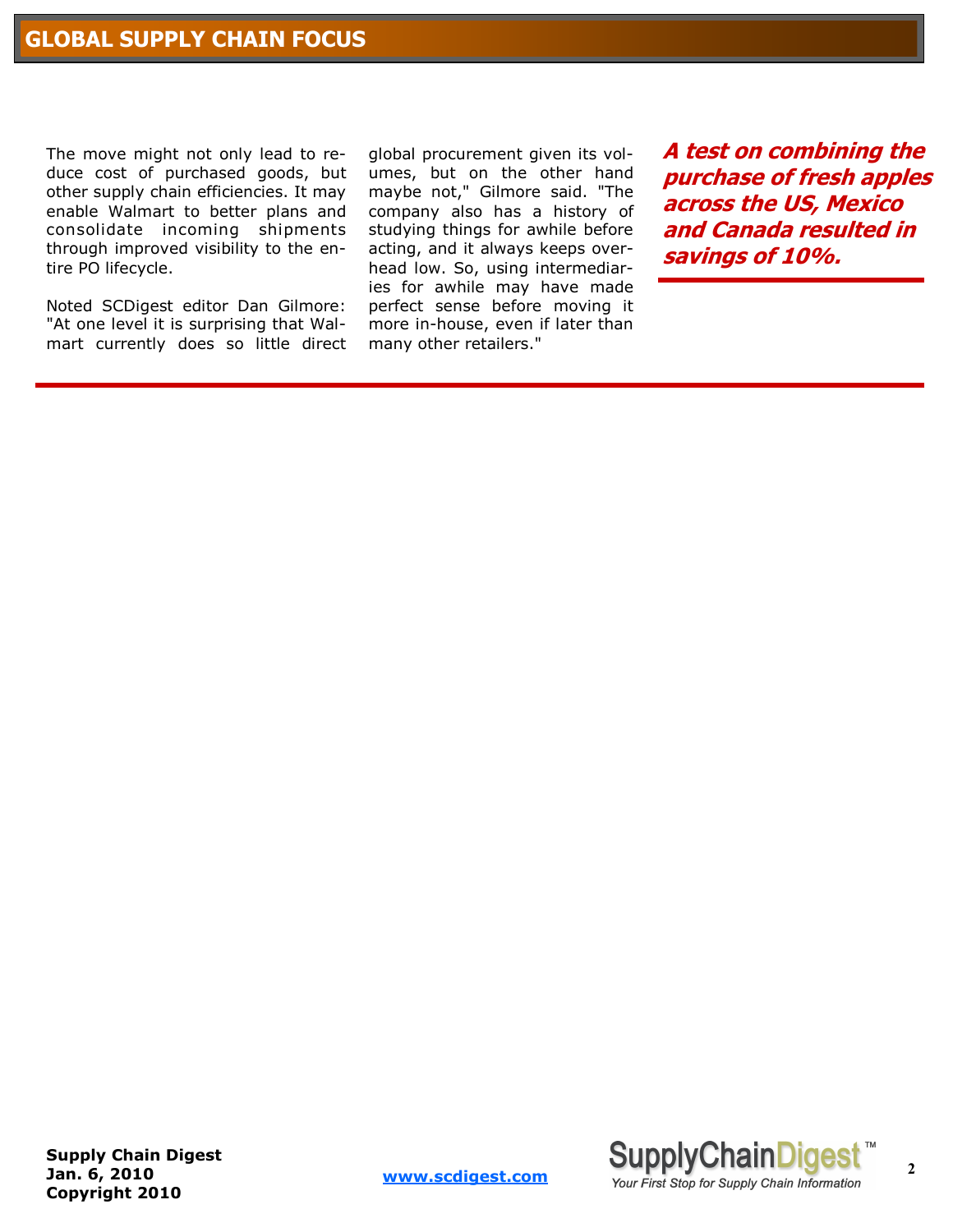The move might not only lead to reduce cost of purchased goods, but other supply chain efficiencies. It may enable Walmart to better plans and consolidate incoming shipments through improved visibility to the entire PO lifecycle.

Noted SCDigest editor Dan Gilmore: "At one level it is surprising that Walmart currently does so little direct global procurement given its volumes, but on the other hand maybe not," Gilmore said. "The company also has a history of studying things for awhile before acting, and it always keeps overhead low. So, using intermediaries for awhile may have made perfect sense before moving it more in-house, even if later than many other retailers."

***A test on combining the purchase of fresh apples across the US, Mexico and Canada resulted in savings of 10%.***